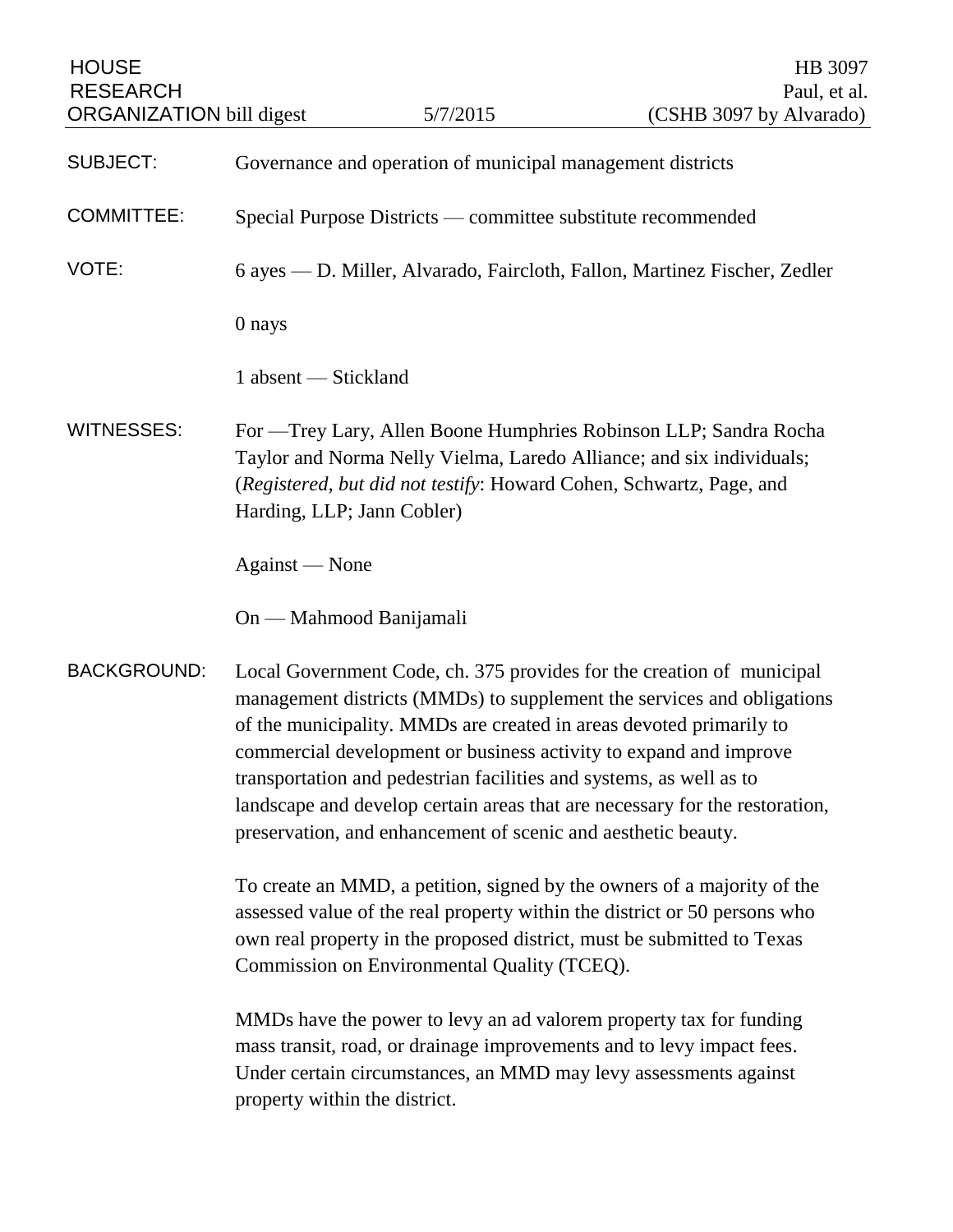HOUSE RESEARCH ORGANIZATION bill digest — 5/7/2015 — HB 3097 Paul, et al. (CSHB 3097 by Alvarado)

**SUBJECT:** Governance and operation of municipal management districts

**COMMITTEE:** Special Purpose Districts — committee substitute recommended

**VOTE:** 6 ayes — D. Miller, Alvarado, Faircloth, Fallon, Martinez Fischer, Zedler

0 nays

1 absent — Stickland

**WITNESSES:** For —Trey Lary, Allen Boone Humphries Robinson LLP; Sandra Rocha Taylor and Norma Nelly Vielma, Laredo Alliance; and six individuals; (*Registered, but did not testify*: Howard Cohen, Schwartz, Page, and Harding, LLP; Jann Cobler)

Against — None

On — Mahmood Banijamali

**BACKGROUND:** Local Government Code, ch. 375 provides for the creation of municipal management districts (MMDs) to supplement the services and obligations of the municipality. MMDs are created in areas devoted primarily to commercial development or business activity to expand and improve transportation and pedestrian facilities and systems, as well as to landscape and develop certain areas that are necessary for the restoration, preservation, and enhancement of scenic and aesthetic beauty.

To create an MMD, a petition, signed by the owners of a majority of the assessed value of the real property within the district or 50 persons who own real property in the proposed district, must be submitted to Texas Commission on Environmental Quality (TCEQ).

MMDs have the power to levy an ad valorem property tax for funding mass transit, road, or drainage improvements and to levy impact fees. Under certain circumstances, an MMD may levy assessments against property within the district.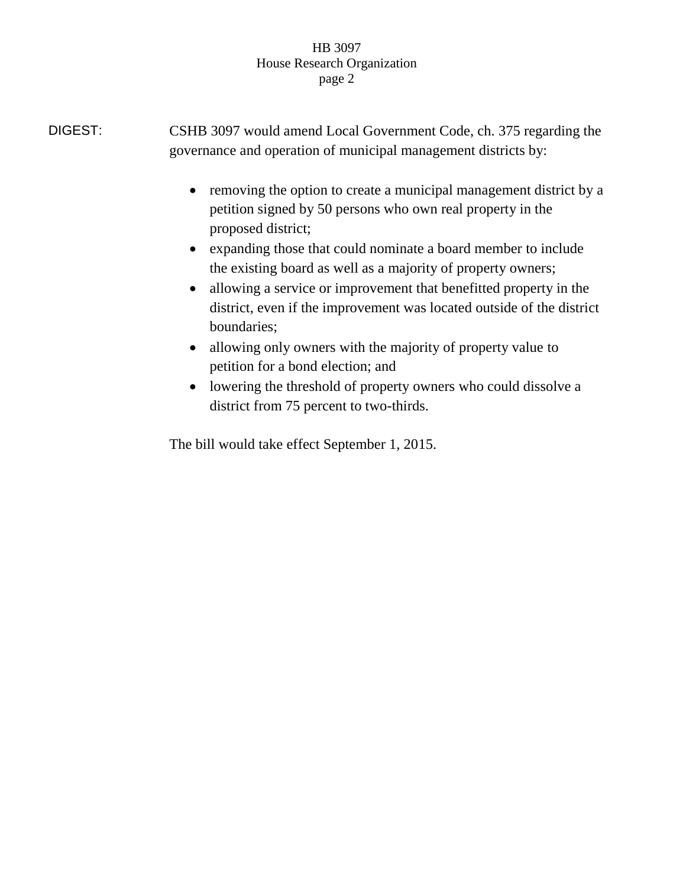DIGEST: CSHB 3097 would amend Local Government Code, ch. 375 regarding the governance and operation of municipal management districts by:

- removing the option to create a municipal management district by a petition signed by 50 persons who own real property in the proposed district;
- expanding those that could nominate a board member to include the existing board as well as a majority of property owners;
- allowing a service or improvement that benefitted property in the district, even if the improvement was located outside of the district boundaries;
- allowing only owners with the majority of property value to petition for a bond election; and
- lowering the threshold of property owners who could dissolve a district from 75 percent to two-thirds.

The bill would take effect September 1, 2015.